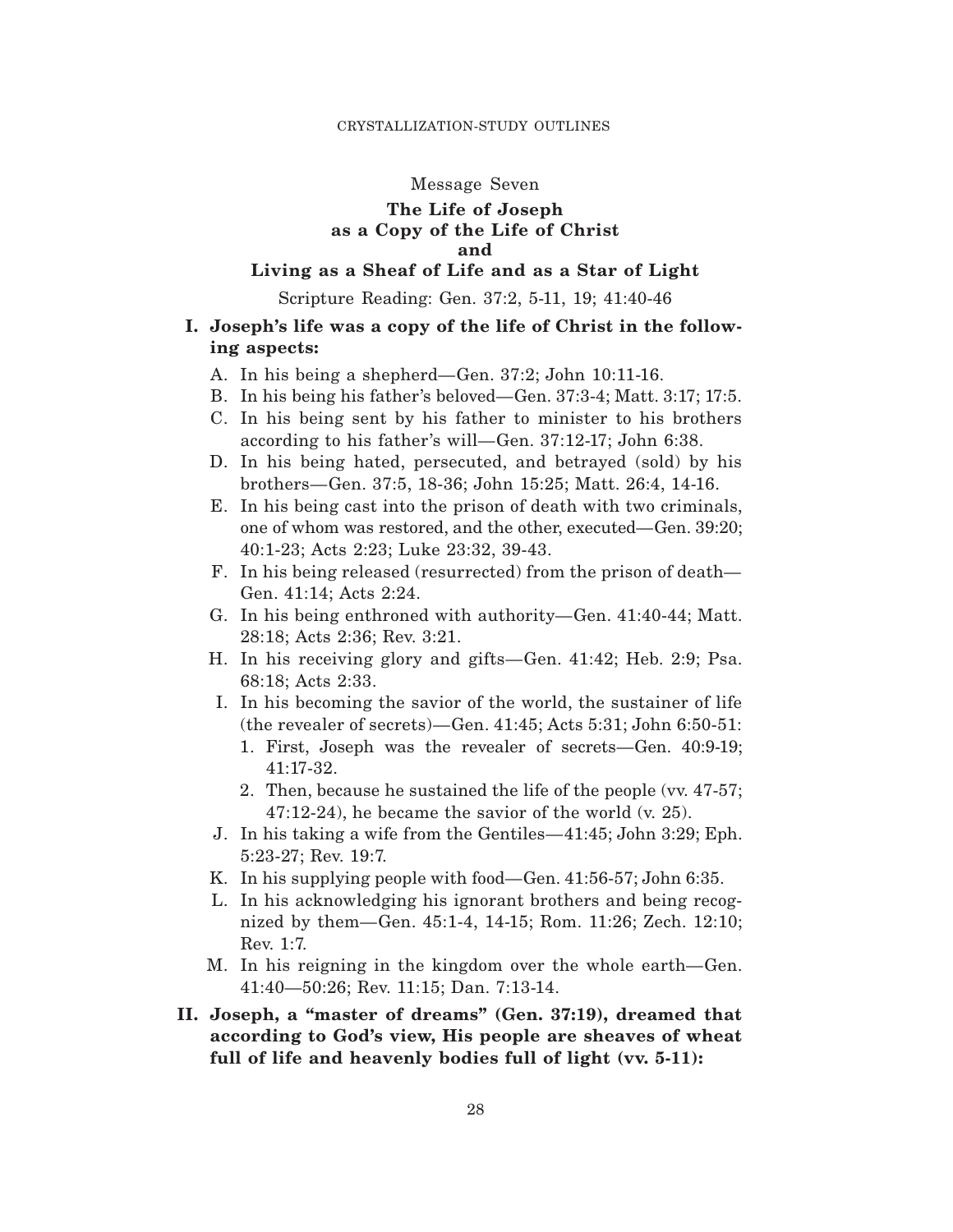## Message Seven

# The Life of Joseph as a Copy of the Life of Christ and Living as a Sheaf of Life and as a Star of Light

Scripture Reading: Gen. 37:2, 5-11, 19; 41:40-46

**I. Joseph's life was a copy of the life of Christ in the following aspects:**

A. In his being a shepherd—Gen. 37:2; John 10:11-16.

B. In his being his father's beloved—Gen. 37:3-4; Matt. 3:17; 17:5.

C. In his being sent by his father to minister to his brothers according to his father's will—Gen. 37:12-17; John 6:38.

D. In his being hated, persecuted, and betrayed (sold) by his brothers—Gen. 37:5, 18-36; John 15:25; Matt. 26:4, 14-16.

E. In his being cast into the prison of death with two criminals, one of whom was restored, and the other, executed—Gen. 39:20; 40:1-23; Acts 2:23; Luke 23:32, 39-43.

F. In his being released (resurrected) from the prison of death—Gen. 41:14; Acts 2:24.

G. In his being enthroned with authority—Gen. 41:40-44; Matt. 28:18; Acts 2:36; Rev. 3:21.

H. In his receiving glory and gifts—Gen. 41:42; Heb. 2:9; Psa. 68:18; Acts 2:33.

I. In his becoming the savior of the world, the sustainer of life (the revealer of secrets)—Gen. 41:45; Acts 5:31; John 6:50-51:

1. First, Joseph was the revealer of secrets—Gen. 40:9-19; 41:17-32.
2. Then, because he sustained the life of the people (vv. 47-57; 47:12-24), he became the savior of the world (v. 25).

J. In his taking a wife from the Gentiles—41:45; John 3:29; Eph. 5:23-27; Rev. 19:7.

K. In his supplying people with food—Gen. 41:56-57; John 6:35.

L. In his acknowledging his ignorant brothers and being recognized by them—Gen. 45:1-4, 14-15; Rom. 11:26; Zech. 12:10; Rev. 1:7.

M. In his reigning in the kingdom over the whole earth—Gen. 41:40—50:26; Rev. 11:15; Dan. 7:13-14.

**II. Joseph, a "master of dreams" (Gen. 37:19), dreamed that according to God's view, His people are sheaves of wheat full of life and heavenly bodies full of light (vv. 5-11):**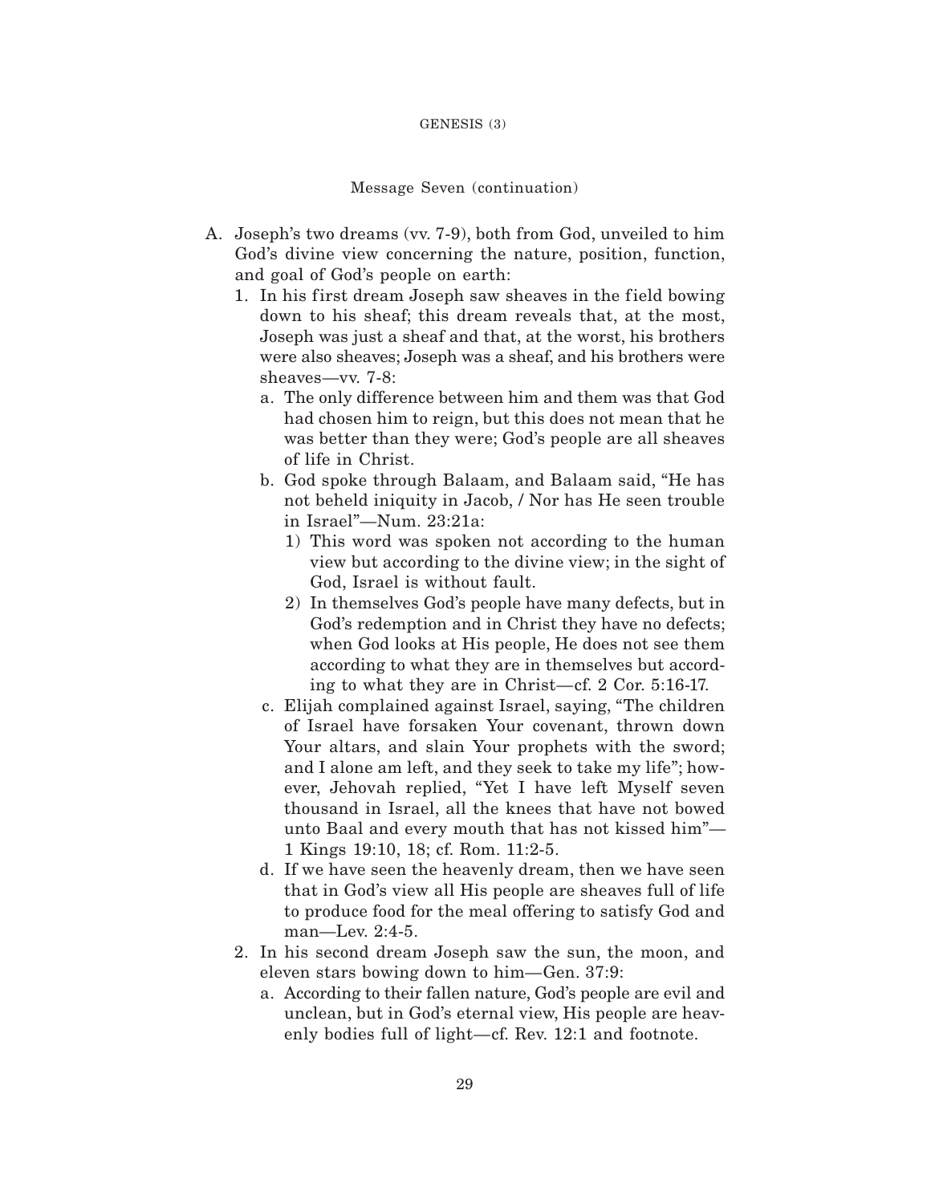Message Seven (continuation)

A. Joseph's two dreams (vv. 7-9), both from God, unveiled to him God's divine view concerning the nature, position, function, and goal of God's people on earth:
   1. In his first dream Joseph saw sheaves in the field bowing down to his sheaf; this dream reveals that, at the most, Joseph was just a sheaf and that, at the worst, his brothers were also sheaves; Joseph was a sheaf, and his brothers were sheaves—vv. 7-8:
      a. The only difference between him and them was that God had chosen him to reign, but this does not mean that he was better than they were; God's people are all sheaves of life in Christ.
      b. God spoke through Balaam, and Balaam said, "He has not beheld iniquity in Jacob, / Nor has He seen trouble in Israel"—Num. 23:21a:
         1) This word was spoken not according to the human view but according to the divine view; in the sight of God, Israel is without fault.
         2) In themselves God's people have many defects, but in God's redemption and in Christ they have no defects; when God looks at His people, He does not see them according to what they are in themselves but according to what they are in Christ—cf. 2 Cor. 5:16-17.
      c. Elijah complained against Israel, saying, "The children of Israel have forsaken Your covenant, thrown down Your altars, and slain Your prophets with the sword; and I alone am left, and they seek to take my life"; however, Jehovah replied, "Yet I have left Myself seven thousand in Israel, all the knees that have not bowed unto Baal and every mouth that has not kissed him"—1 Kings 19:10, 18; cf. Rom. 11:2-5.
      d. If we have seen the heavenly dream, then we have seen that in God's view all His people are sheaves full of life to produce food for the meal offering to satisfy God and man—Lev. 2:4-5.
   2. In his second dream Joseph saw the sun, the moon, and eleven stars bowing down to him—Gen. 37:9:
      a. According to their fallen nature, God's people are evil and unclean, but in God's eternal view, His people are heavenly bodies full of light—cf. Rev. 12:1 and footnote.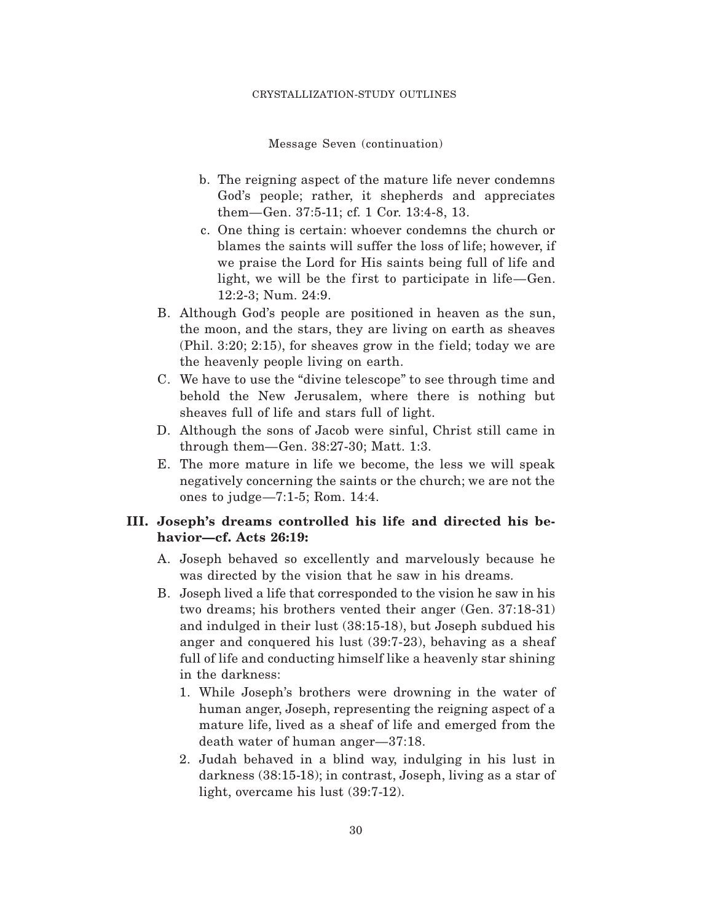Message Seven (continuation)

b. The reigning aspect of the mature life never condemns God's people; rather, it shepherds and appreciates them—Gen. 37:5-11; cf. 1 Cor. 13:4-8, 13.

c. One thing is certain: whoever condemns the church or blames the saints will suffer the loss of life; however, if we praise the Lord for His saints being full of life and light, we will be the first to participate in life—Gen. 12:2-3; Num. 24:9.

B. Although God's people are positioned in heaven as the sun, the moon, and the stars, they are living on earth as sheaves (Phil. 3:20; 2:15), for sheaves grow in the field; today we are the heavenly people living on earth.

C. We have to use the "divine telescope" to see through time and behold the New Jerusalem, where there is nothing but sheaves full of life and stars full of light.

D. Although the sons of Jacob were sinful, Christ still came in through them—Gen. 38:27-30; Matt. 1:3.

E. The more mature in life we become, the less we will speak negatively concerning the saints or the church; we are not the ones to judge—7:1-5; Rom. 14:4.

**III. Joseph's dreams controlled his life and directed his behavior—cf. Acts 26:19:**

A. Joseph behaved so excellently and marvelously because he was directed by the vision that he saw in his dreams.

B. Joseph lived a life that corresponded to the vision he saw in his two dreams; his brothers vented their anger (Gen. 37:18-31) and indulged in their lust (38:15-18), but Joseph subdued his anger and conquered his lust (39:7-23), behaving as a sheaf full of life and conducting himself like a heavenly star shining in the darkness:

1. While Joseph's brothers were drowning in the water of human anger, Joseph, representing the reigning aspect of a mature life, lived as a sheaf of life and emerged from the death water of human anger—37:18.

2. Judah behaved in a blind way, indulging in his lust in darkness (38:15-18); in contrast, Joseph, living as a star of light, overcame his lust (39:7-12).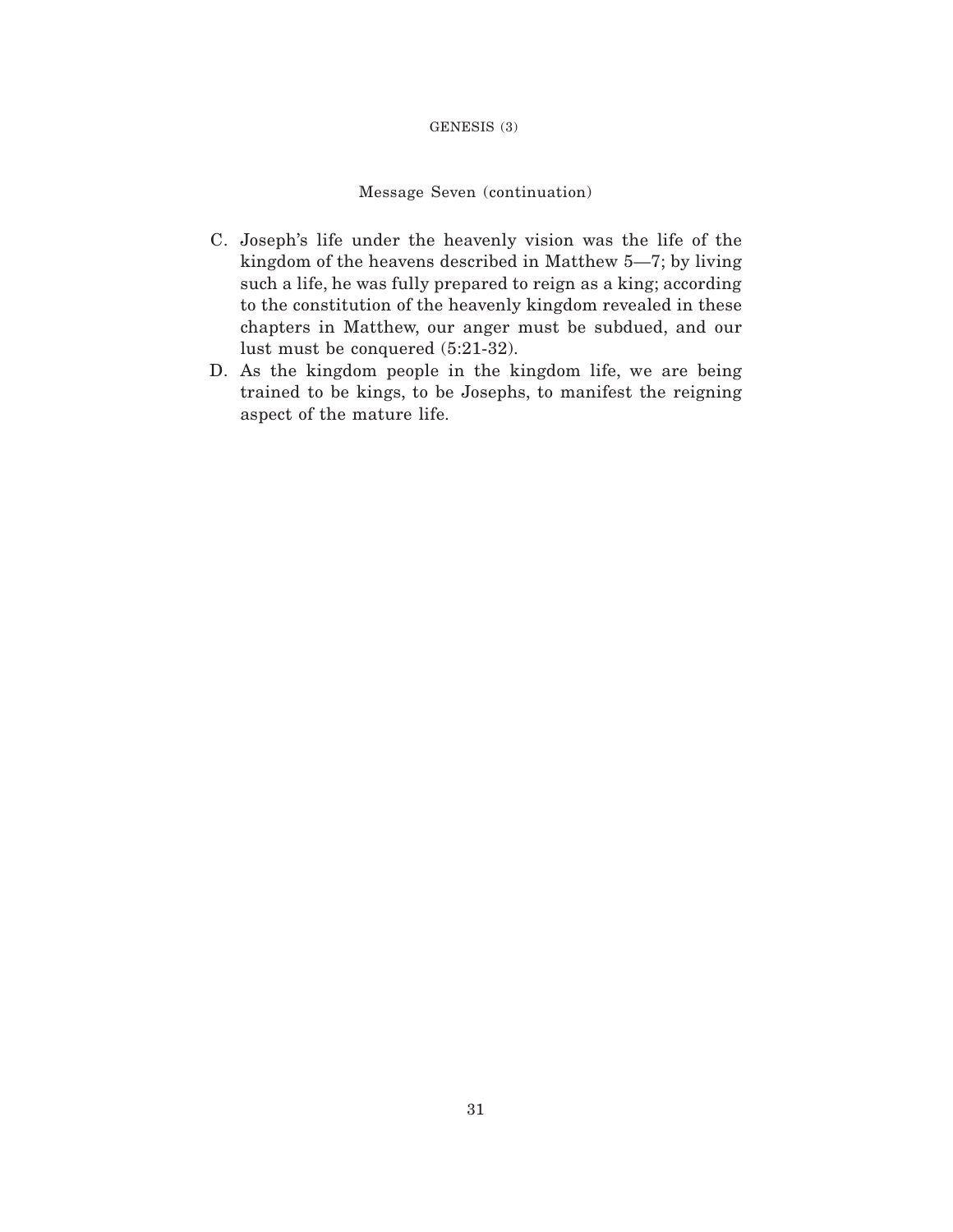Message Seven (continuation)

C. Joseph's life under the heavenly vision was the life of the kingdom of the heavens described in Matthew 5—7; by living such a life, he was fully prepared to reign as a king; according to the constitution of the heavenly kingdom revealed in these chapters in Matthew, our anger must be subdued, and our lust must be conquered (5:21-32).

D. As the kingdom people in the kingdom life, we are being trained to be kings, to be Josephs, to manifest the reigning aspect of the mature life.